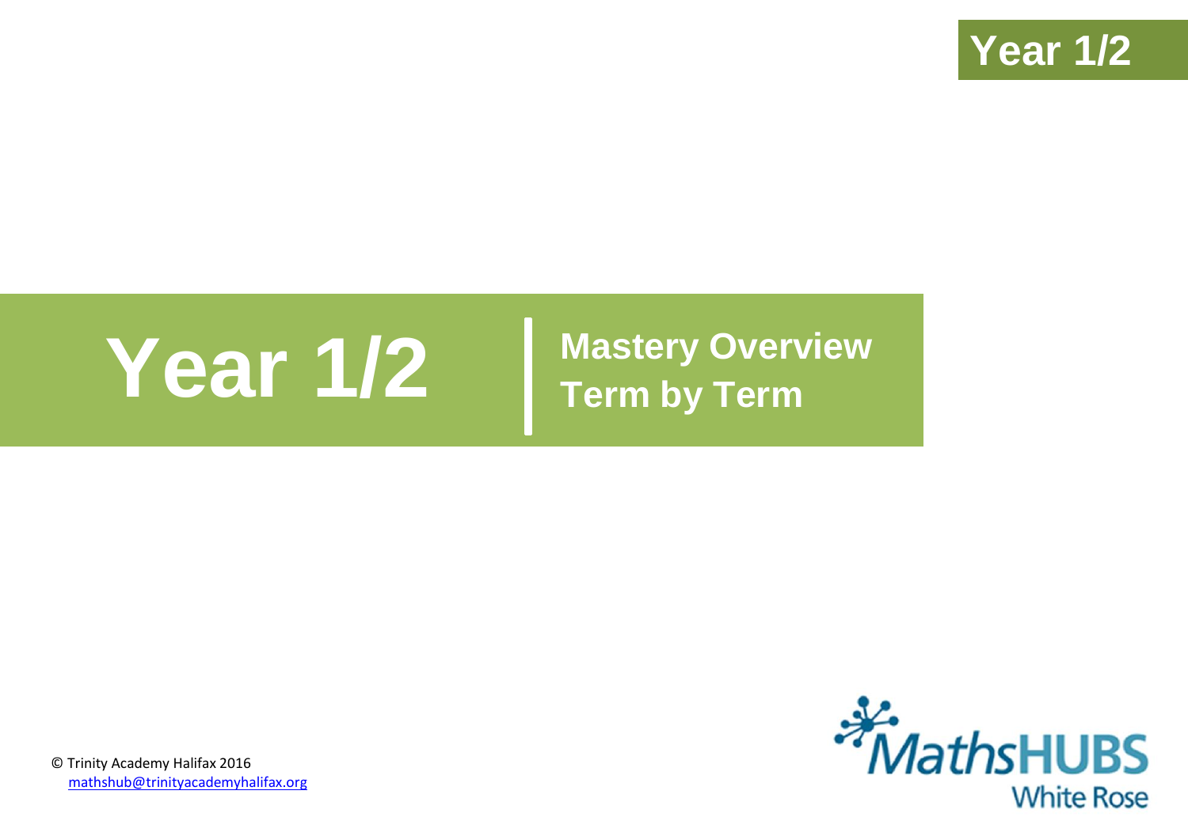Year 1/2

# Year 1/2

## Mastery Overview
## Term by Term

© Trinity Academy Halifax 2016
mathshub@trinityacademyhalifax.org

MathsHUBS White Rose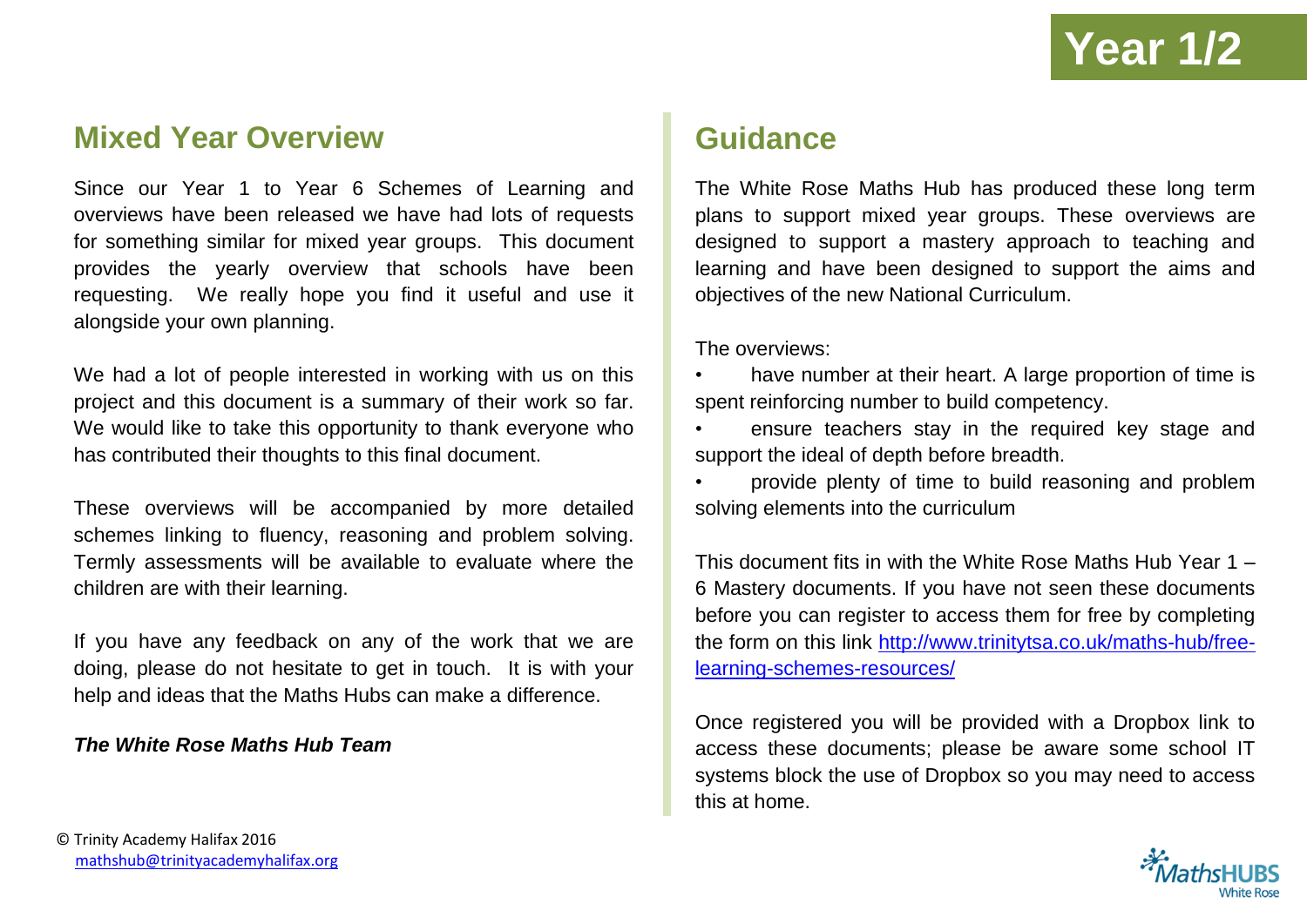# Year 1/2

## Mixed Year Overview

Since our Year 1 to Year 6 Schemes of Learning and overviews have been released we have had lots of requests for something similar for mixed year groups. This document provides the yearly overview that schools have been requesting. We really hope you find it useful and use it alongside your own planning.

We had a lot of people interested in working with us on this project and this document is a summary of their work so far. We would like to take this opportunity to thank everyone who has contributed their thoughts to this final document.

These overviews will be accompanied by more detailed schemes linking to fluency, reasoning and problem solving. Termly assessments will be available to evaluate where the children are with their learning.

If you have any feedback on any of the work that we are doing, please do not hesitate to get in touch. It is with your help and ideas that the Maths Hubs can make a difference.

***The White Rose Maths Hub Team***

## Guidance

The White Rose Maths Hub has produced these long term plans to support mixed year groups. These overviews are designed to support a mastery approach to teaching and learning and have been designed to support the aims and objectives of the new National Curriculum.

The overviews:

- have number at their heart. A large proportion of time is spent reinforcing number to build competency.
- ensure teachers stay in the required key stage and support the ideal of depth before breadth.
- provide plenty of time to build reasoning and problem solving elements into the curriculum

This document fits in with the White Rose Maths Hub Year 1 – 6 Mastery documents. If you have not seen these documents before you can register to access them for free by completing the form on this link [http://www.trinitytsa.co.uk/maths-hub/free-learning-schemes-resources/](http://www.trinitytsa.co.uk/maths-hub/free-learning-schemes-resources/)

Once registered you will be provided with a Dropbox link to access these documents; please be aware some school IT systems block the use of Dropbox so you may need to access this at home.

© Trinity Academy Halifax 2016
mathshub@trinityacademyhalifax.org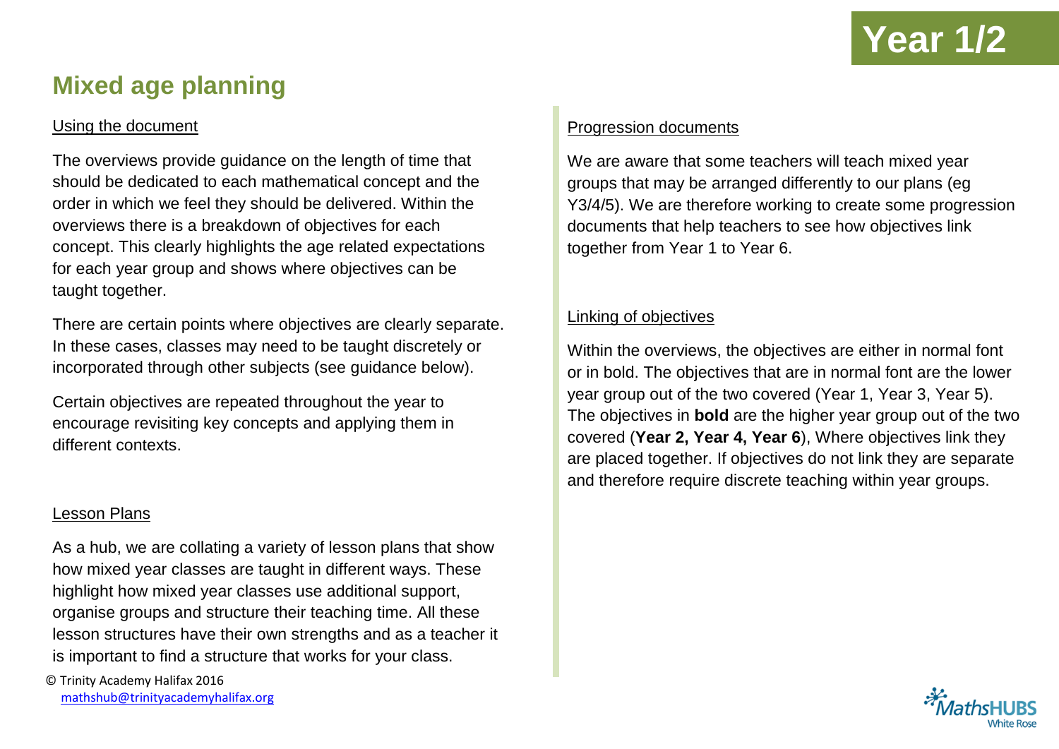# Year 1/2

## Mixed age planning

### Using the document

The overviews provide guidance on the length of time that should be dedicated to each mathematical concept and the order in which we feel they should be delivered. Within the overviews there is a breakdown of objectives for each concept. This clearly highlights the age related expectations for each year group and shows where objectives can be taught together.

There are certain points where objectives are clearly separate. In these cases, classes may need to be taught discretely or incorporated through other subjects (see guidance below).

Certain objectives are repeated throughout the year to encourage revisiting key concepts and applying them in different contexts.

### Lesson Plans

As a hub, we are collating a variety of lesson plans that show how mixed year classes are taught in different ways. These highlight how mixed year classes use additional support, organise groups and structure their teaching time. All these lesson structures have their own strengths and as a teacher it is important to find a structure that works for your class.

### Progression documents

We are aware that some teachers will teach mixed year groups that may be arranged differently to our plans (eg Y3/4/5). We are therefore working to create some progression documents that help teachers to see how objectives link together from Year 1 to Year 6.

### Linking of objectives

Within the overviews, the objectives are either in normal font or in bold. The objectives that are in normal font are the lower year group out of the two covered (Year 1, Year 3, Year 5). The objectives in **bold** are the higher year group out of the two covered (**Year 2, Year 4, Year 6**), Where objectives link they are placed together. If objectives do not link they are separate and therefore require discrete teaching within year groups.

© Trinity Academy Halifax 2016
mathshub@trinityacademyhalifax.org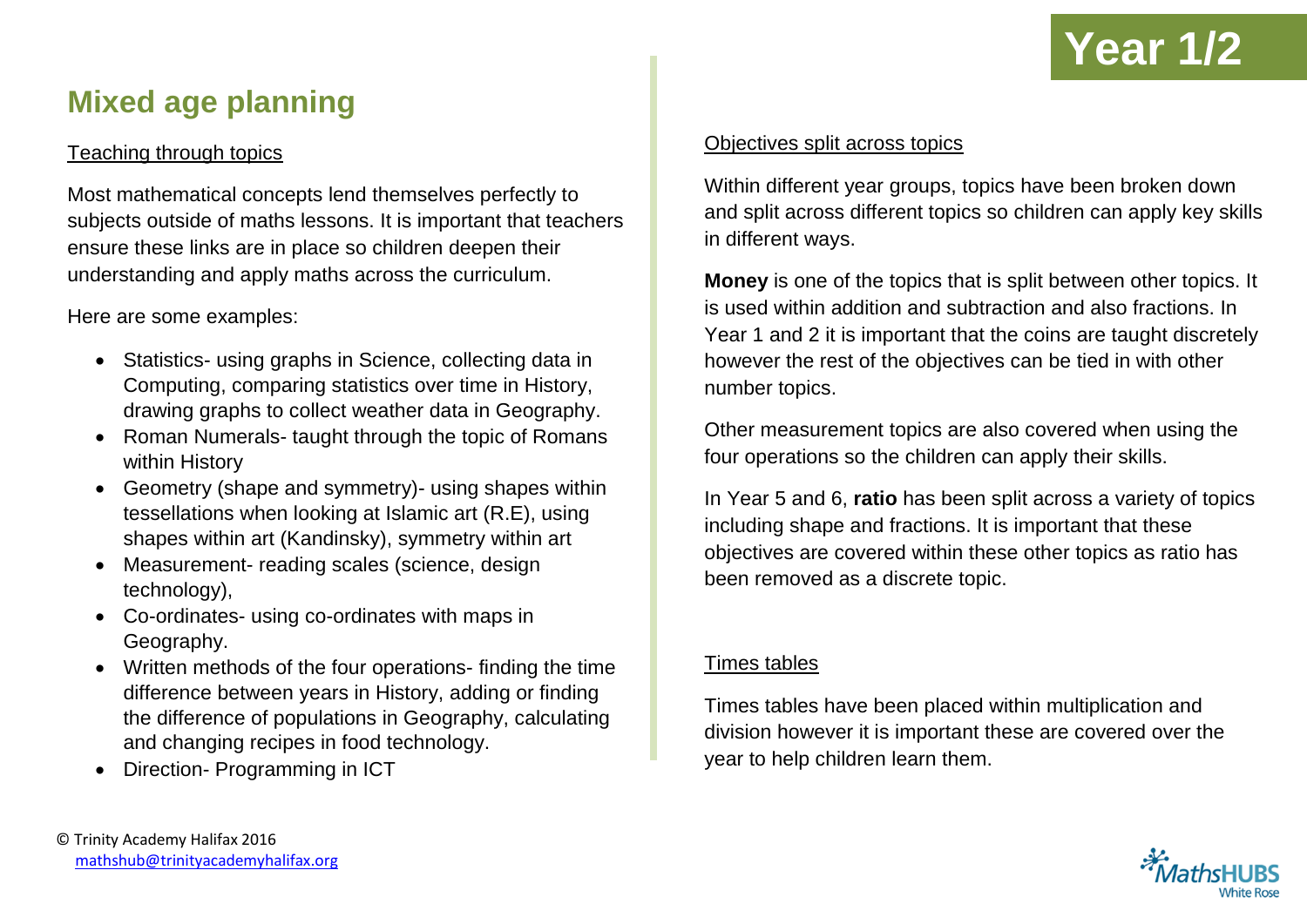# Year 1/2

## Mixed age planning

Teaching through topics

Most mathematical concepts lend themselves perfectly to subjects outside of maths lessons. It is important that teachers ensure these links are in place so children deepen their understanding and apply maths across the curriculum.

Here are some examples:

- Statistics- using graphs in Science, collecting data in Computing, comparing statistics over time in History, drawing graphs to collect weather data in Geography.
- Roman Numerals- taught through the topic of Romans within History
- Geometry (shape and symmetry)- using shapes within tessellations when looking at Islamic art (R.E), using shapes within art (Kandinsky), symmetry within art
- Measurement- reading scales (science, design technology),
- Co-ordinates- using co-ordinates with maps in Geography.
- Written methods of the four operations- finding the time difference between years in History, adding or finding the difference of populations in Geography, calculating and changing recipes in food technology.
- Direction- Programming in ICT

Objectives split across topics

Within different year groups, topics have been broken down and split across different topics so children can apply key skills in different ways.

**Money** is one of the topics that is split between other topics. It is used within addition and subtraction and also fractions. In Year 1 and 2 it is important that the coins are taught discretely however the rest of the objectives can be tied in with other number topics.

Other measurement topics are also covered when using the four operations so the children can apply their skills.

In Year 5 and 6, **ratio** has been split across a variety of topics including shape and fractions. It is important that these objectives are covered within these other topics as ratio has been removed as a discrete topic.

Times tables

Times tables have been placed within multiplication and division however it is important these are covered over the year to help children learn them.

© Trinity Academy Halifax 2016
mathshub@trinityacademyhalifax.org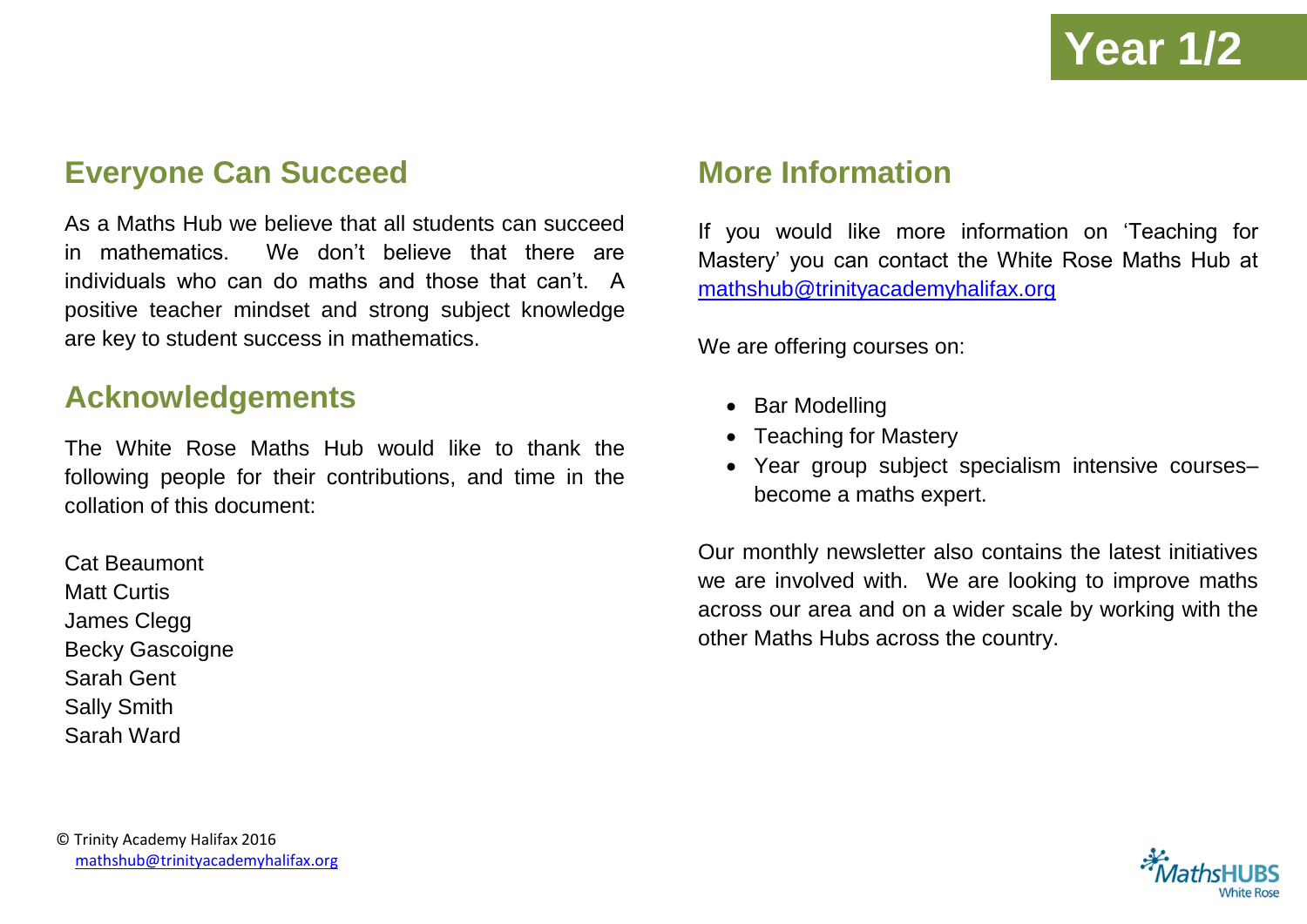Year 1/2

## Everyone Can Succeed

As a Maths Hub we believe that all students can succeed in mathematics. We don't believe that there are individuals who can do maths and those that can't. A positive teacher mindset and strong subject knowledge are key to student success in mathematics.

## Acknowledgements

The White Rose Maths Hub would like to thank the following people for their contributions, and time in the collation of this document:

Cat Beaumont
Matt Curtis
James Clegg
Becky Gascoigne
Sarah Gent
Sally Smith
Sarah Ward

## More Information

If you would like more information on 'Teaching for Mastery' you can contact the White Rose Maths Hub at mathshub@trinityacademyhalifax.org

We are offering courses on:

- Bar Modelling
- Teaching for Mastery
- Year group subject specialism intensive courses– become a maths expert.

Our monthly newsletter also contains the latest initiatives we are involved with. We are looking to improve maths across our area and on a wider scale by working with the other Maths Hubs across the country.

© Trinity Academy Halifax 2016
mathshub@trinityacademyhalifax.org

MathsHUBS White Rose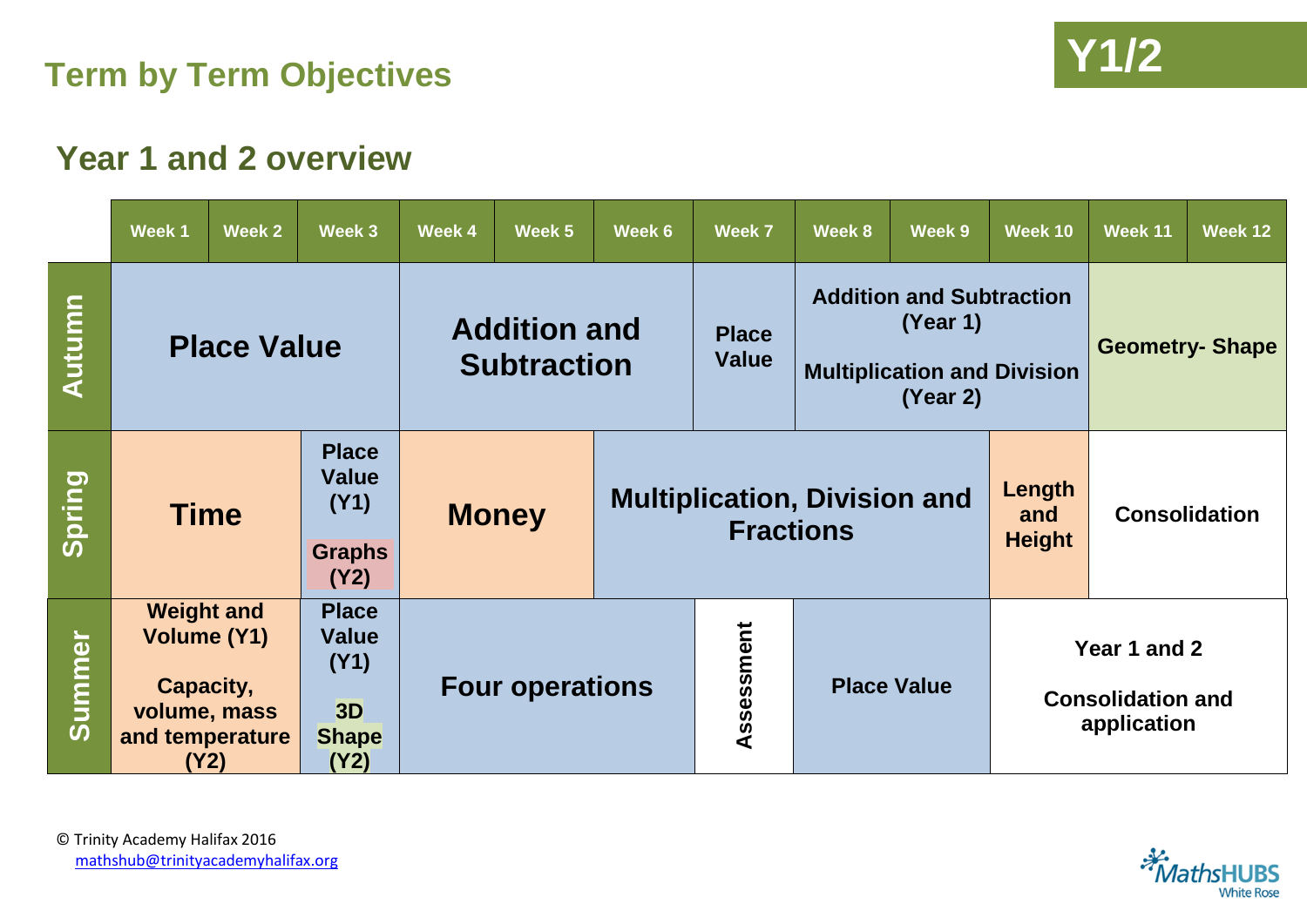# Term by Term Objectives

Y1/2

## Year 1 and 2 overview

| | Week 1 | Week 2 | Week 3 | Week 4 | Week 5 | Week 6 | Week 7 | Week 8 | Week 9 | Week 10 | Week 11 | Week 12 |
|---|---|---|---|---|---|---|---|---|---|---|---|---|
| **Autumn** | **Place Value** | | | **Addition and Subtraction** | | | **Place Value** | **Addition and Subtraction (Year 1)** **Multiplication and Division (Year 2)** | | | **Geometry- Shape** | |
| **Spring** | **Time** | | **Place Value (Y1)** **Graphs (Y2)** | **Money** | | **Multiplication, Division and Fractions** | | | | **Length and Height** | **Consolidation** | |
| **Summer** | **Weight and Volume (Y1)** **Capacity, volume, mass and temperature (Y2)** | | **Place Value (Y1)** **3D Shape (Y2)** | **Four operations** | | | **Assessment** | **Place Value** | | **Year 1 and 2 Consolidation and application** | | |

© Trinity Academy Halifax 2016
mathshub@trinityacademyhalifax.org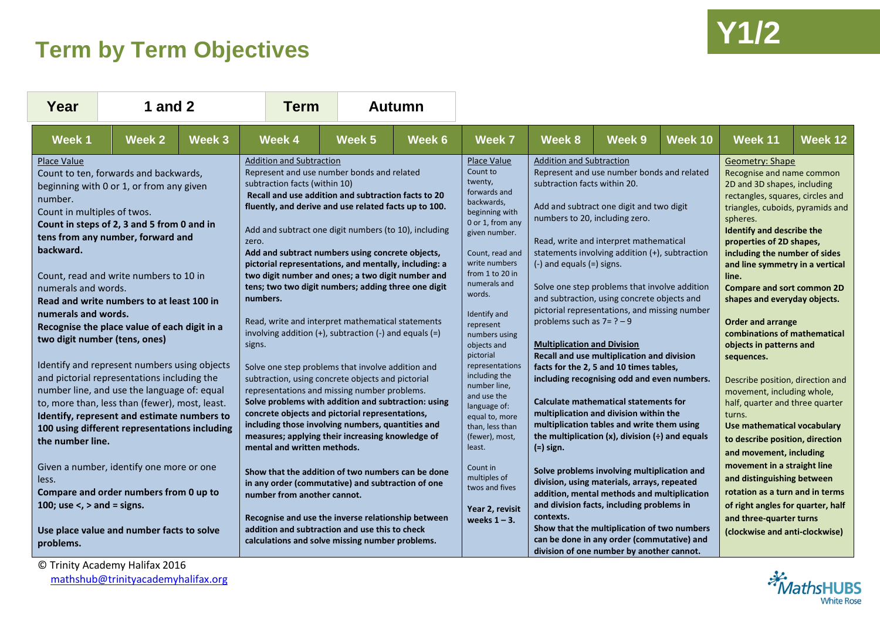# Term by Term Objectives

**Y1/2**

| Year | 1 and 2 | Term | Autumn |
|---|---|---|---|

| Week 1 – Week 3 | Week 4 – Week 6 | Week 7 | Week 8 – Week 10 | Week 11 – Week 12 |
|---|---|---|---|---|
| Place Value<br>Count to ten, forwards and backwards, beginning with 0 or 1, or from any given number.<br>Count in multiples of twos.<br>**Count in steps of 2, 3 and 5 from 0 and in tens from any number, forward and backward.**<br><br>Count, read and write numbers to 10 in numerals and words.<br>**Read and write numbers to at least 100 in numerals and words.**<br>**Recognise the place value of each digit in a two digit number (tens, ones)**<br><br>Identify and represent numbers using objects and pictorial representations including the number line, and use the language of: equal to, more than, less than (fewer), most, least.<br>**Identify, represent and estimate numbers to 100 using different representations including the number line.**<br><br>Given a number, identify one more or one less.<br>**Compare and order numbers from 0 up to 100; use <, > and = signs.**<br><br>**Use place value and number facts to solve problems.** | Addition and Subtraction<br>Represent and use number bonds and related subtraction facts (within 10)<br>**Recall and use addition and subtraction facts to 20 fluently, and derive and use related facts up to 100.**<br><br>Add and subtract one digit numbers (to 10), including zero.<br>**Add and subtract numbers using concrete objects, pictorial representations, and mentally, including: a two digit number and ones; a two digit number and tens; two two digit numbers; adding three one digit numbers.**<br><br>Read, write and interpret mathematical statements involving addition (+), subtraction (-) and equals (=) signs.<br><br>Solve one step problems that involve addition and subtraction, using concrete objects and pictorial representations and missing number problems.<br>**Solve problems with addition and subtraction: using concrete objects and pictorial representations, including those involving numbers, quantities and measures; applying their increasing knowledge of mental and written methods.**<br><br>**Show that the addition of two numbers can be done in any order (commutative) and subtraction of one number from another cannot.**<br><br>**Recognise and use the inverse relationship between addition and subtraction and use this to check calculations and solve missing number problems.** | Place Value<br>Count to twenty, forwards and backwards, beginning with 0 or 1, from any given number.<br><br>Count, read and write numbers from 1 to 20 in numerals and words.<br><br>Identify and represent numbers using objects and pictorial representations including the number line, and use the language of: equal to, more than, less than (fewer), most, least.<br><br>Count in multiples of twos and fives<br><br>**Year 2, revisit weeks 1 – 3.** | Addition and Subtraction<br>Represent and use number bonds and related subtraction facts within 20.<br><br>Add and subtract one digit and two digit numbers to 20, including zero.<br><br>Read, write and interpret mathematical statements involving addition (+), subtraction (-) and equals (=) signs.<br><br>Solve one step problems that involve addition and subtraction, using concrete objects and pictorial representations, and missing number problems such as 7= ? – 9<br><br>**Multiplication and Division**<br>**Recall and use multiplication and division facts for the 2, 5 and 10 times tables, including recognising odd and even numbers.**<br><br>**Calculate mathematical statements for multiplication and division within the multiplication tables and write them using the multiplication (x), division (÷) and equals (=) sign.**<br><br>**Solve problems involving multiplication and division, using materials, arrays, repeated addition, mental methods and multiplication and division facts, including problems in contexts.**<br>**Show that the multiplication of two numbers can be done in any order (commutative) and division of one number by another cannot.** | Geometry: Shape<br>Recognise and name common 2D and 3D shapes, including rectangles, squares, circles and triangles, cuboids, pyramids and spheres.<br>**Identify and describe the properties of 2D shapes, including the number of sides and line symmetry in a vertical line.**<br>**Compare and sort common 2D shapes and everyday objects.**<br><br>**Order and arrange combinations of mathematical objects in patterns and sequences.**<br><br>Describe position, direction and movement, including whole, half, quarter and three quarter turns.<br>**Use mathematical vocabulary to describe position, direction and movement, including movement in a straight line and distinguishing between rotation as a turn and in terms of right angles for quarter, half and three-quarter turns (clockwise and anti-clockwise)** |

© Trinity Academy Halifax 2016
mathshub@trinityacademyhalifax.org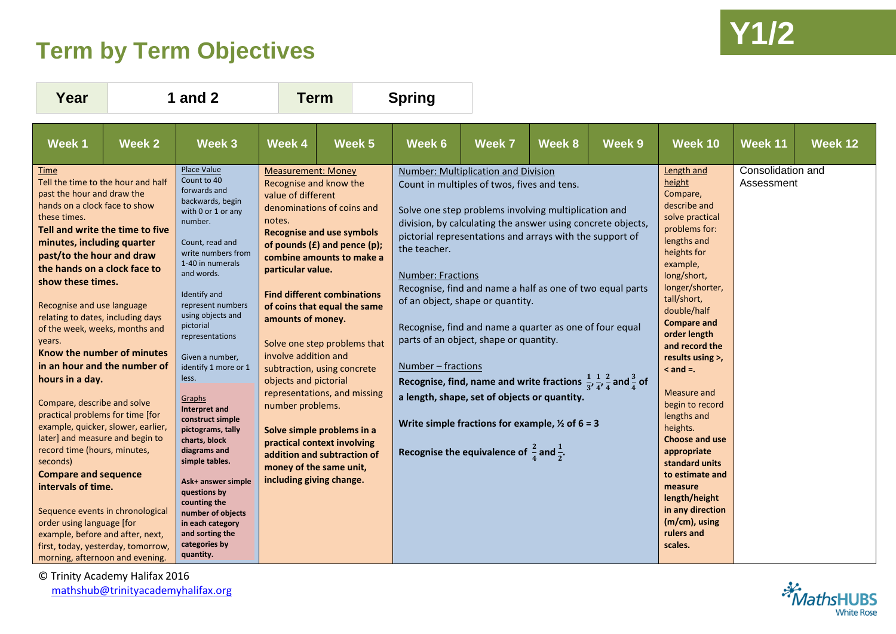# Term by Term Objectives

**Y1/2**

| Year | 1 and 2 | Term | Spring |
|---|---|---|---|

| Week 1 | Week 2 | Week 3 | Week 4 | Week 5 | Week 6 | Week 7 | Week 8 | Week 9 | Week 10 | Week 11 | Week 12 |
|---|---|---|---|---|---|---|---|---|---|---|---|
| Time<br>Tell the time to the hour and half past the hour and draw the hands on a clock face to show these times.<br>**Tell and write the time to five minutes, including quarter past/to the hour and draw the hands on a clock face to show these times.**<br><br>Recognise and use language relating to dates, including days of the week, weeks, months and years.<br>**Know the number of minutes in an hour and the number of hours in a day.**<br><br>Compare, describe and solve practical problems for time [for example, quicker, slower, earlier, later] and measure and begin to record time (hours, minutes, seconds)<br>**Compare and sequence intervals of time.**<br><br>Sequence events in chronological order using language [for example, before and after, next, first, today, yesterday, tomorrow, morning, afternoon and evening. | | Place Value<br>Count to 40 forwards and backwards, begin with 0 or 1 or any number.<br><br>Count, read and write numbers from 1-40 in numerals and words.<br><br>Identify and represent numbers using objects and pictorial representations<br><br>Given a number, identify 1 more or 1 less.<br><br>Graphs<br>**Interpret and construct simple pictograms, tally charts, block diagrams and simple tables.**<br><br>**Ask+ answer simple questions by counting the number of objects in each category and sorting the categories by quantity.** | Measurement: Money<br>Recognise and know the value of different denominations of coins and notes.<br>**Recognise and use symbols of pounds (£) and pence (p); combine amounts to make a particular value.**<br><br>**Find different combinations of coins that equal the same amounts of money.**<br><br>Solve one step problems that involve addition and subtraction, using concrete objects and pictorial representations, and missing number problems.<br><br>**Solve simple problems in a practical context involving addition and subtraction of money of the same unit, including giving change.** | | Number: Multiplication and Division<br>Count in multiples of twos, fives and tens.<br><br>Solve one step problems involving multiplication and division, by calculating the answer using concrete objects, pictorial representations and arrays with the support of the teacher.<br><br>Number: Fractions<br>Recognise, find and name a half as one of two equal parts of an object, shape or quantity.<br><br>Recognise, find and name a quarter as one of four equal parts of an object, shape or quantity.<br><br>Number – fractions<br>**Recognise, find, name and write fractions $\frac{1}{3}$, $\frac{1}{4}$, $\frac{2}{4}$ and $\frac{3}{4}$ of a length, shape, set of objects or quantity.**<br><br>**Write simple fractions for example, ½ of 6 = 3**<br><br>**Recognise the equivalence of $\frac{2}{4}$ and $\frac{1}{2}$.** | | | | Length and height<br>Compare, describe and solve practical problems for: lengths and heights for example, long/short, longer/shorter, tall/short, double/half<br>**Compare and order length and record the results using >, < and =.**<br><br>Measure and begin to record lengths and heights.<br>**Choose and use appropriate standard units to estimate and measure length/height in any direction (m/cm), using rulers and scales.** | Consolidation and Assessment | |

© Trinity Academy Halifax 2016
mathshub@trinityacademyhalifax.org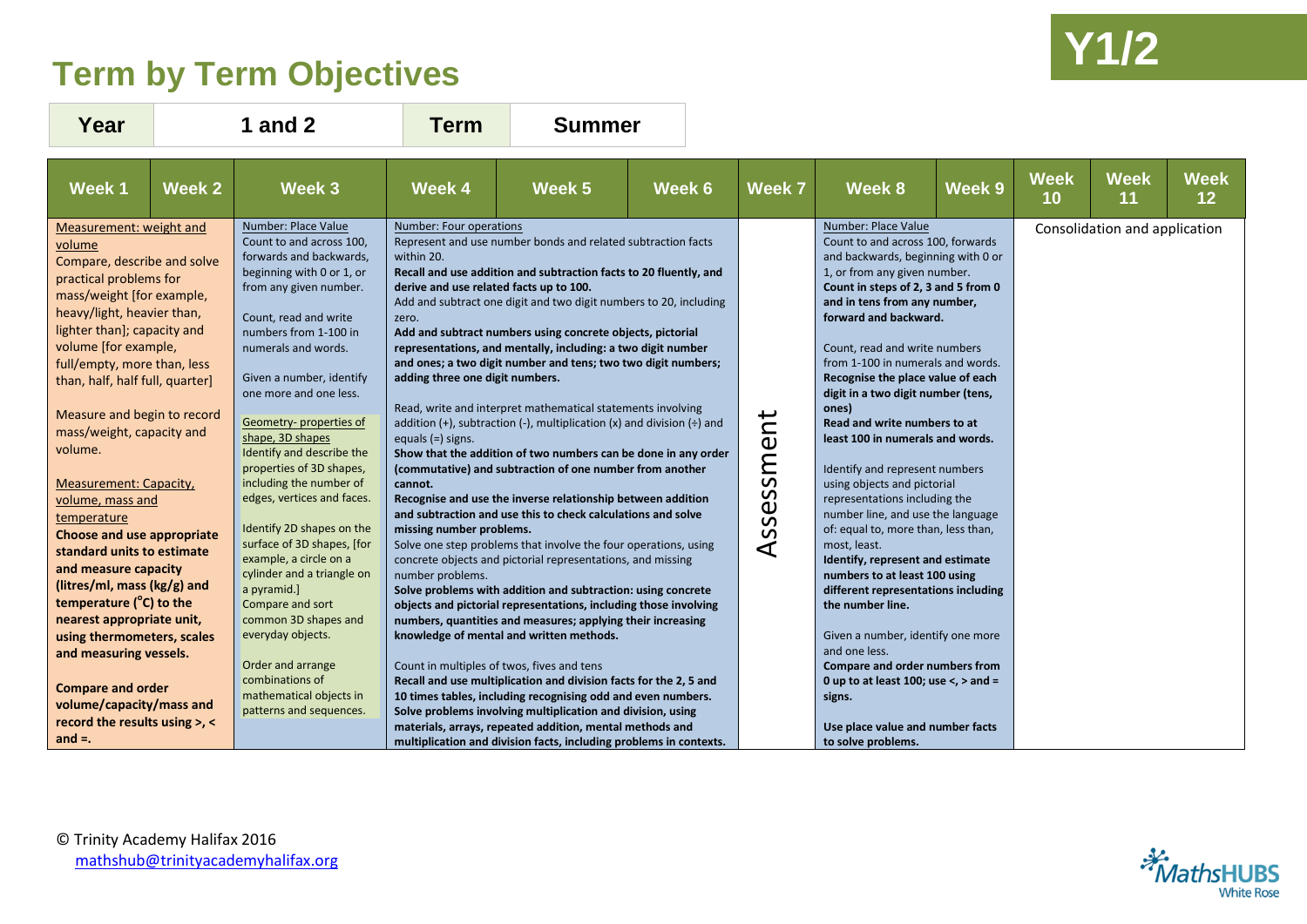# Term by Term Objectives

**Y1/2**

| Year | 1 and 2 | Term | Summer |
|---|---|---|---|

| Week 1 | Week 2 | Week 3 | Week 4 | Week 5 | Week 6 | Week 7 | Week 8 | Week 9 | Week 10 | Week 11 | Week 12 |
|---|---|---|---|---|---|---|---|---|---|---|---|
| Measurement: weight and volume<br>Compare, describe and solve practical problems for mass/weight [for example, heavy/light, heavier than, lighter than]; capacity and volume [for example, full/empty, more than, less than, half, half full, quarter]<br><br>Measure and begin to record mass/weight, capacity and volume.<br><br>Measurement: Capacity, volume, mass and temperature<br>**Choose and use appropriate standard units to estimate and measure capacity (litres/ml, mass (kg/g) and temperature (°C) to the nearest appropriate unit, using thermometers, scales and measuring vessels.**<br><br>**Compare and order volume/capacity/mass and record the results using >, < and =.** | | Number: Place Value<br>Count to and across 100, forwards and backwards, beginning with 0 or 1, or from any given number.<br><br>Count, read and write numbers from 1-100 in numerals and words.<br><br>Given a number, identify one more and one less.<br><br>Geometry- properties of shape, 3D shapes<br>Identify and describe the properties of 3D shapes, including the number of edges, vertices and faces.<br><br>Identify 2D shapes on the surface of 3D shapes, [for example, a circle on a cylinder and a triangle on a pyramid.]<br>Compare and sort common 3D shapes and everyday objects.<br><br>Order and arrange combinations of mathematical objects in patterns and sequences. | Number: Four operations<br>Represent and use number bonds and related subtraction facts within 20.<br>**Recall and use addition and subtraction facts to 20 fluently, and derive and use related facts up to 100.**<br>Add and subtract one digit and two digit numbers to 20, including zero.<br>**Add and subtract numbers using concrete objects, pictorial representations, and mentally, including: a two digit number and ones; a two digit number and tens; two two digit numbers; adding three one digit numbers.**<br><br>Read, write and interpret mathematical statements involving addition (+), subtraction (-), multiplication (x) and division (÷) and equals (=) signs.<br>**Show that the addition of two numbers can be done in any order (commutative) and subtraction of one number from another cannot.**<br>**Recognise and use the inverse relationship between addition and subtraction and use this to check calculations and solve missing number problems.**<br>Solve one step problems that involve the four operations, using concrete objects and pictorial representations, and missing number problems.<br>**Solve problems with addition and subtraction: using concrete objects and pictorial representations, including those involving numbers, quantities and measures; applying their increasing knowledge of mental and written methods.**<br><br>Count in multiples of twos, fives and tens<br>**Recall and use multiplication and division facts for the 2, 5 and 10 times tables, including recognising odd and even numbers.**<br>**Solve problems involving multiplication and division, using materials, arrays, repeated addition, mental methods and multiplication and division facts, including problems in contexts.** | | | Assessment | Number: Place Value<br>Count to and across 100, forwards and backwards, beginning with 0 or 1, or from any given number.<br>**Count in steps of 2, 3 and 5 from 0 and in tens from any number, forward and backward.**<br><br>Count, read and write numbers from 1-100 in numerals and words.<br>**Recognise the place value of each digit in a two digit number (tens, ones)**<br>**Read and write numbers to at least 100 in numerals and words.**<br><br>Identify and represent numbers using objects and pictorial representations including the number line, and use the language of: equal to, more than, less than, most, least.<br>**Identify, represent and estimate numbers to at least 100 using different representations including the number line.**<br><br>Given a number, identify one more and one less.<br>**Compare and order numbers from 0 up to at least 100; use <, > and = signs.**<br><br>**Use place value and number facts to solve problems.** | | Consolidation and application | | |

© Trinity Academy Halifax 2016
mathshub@trinityacademyhalifax.org